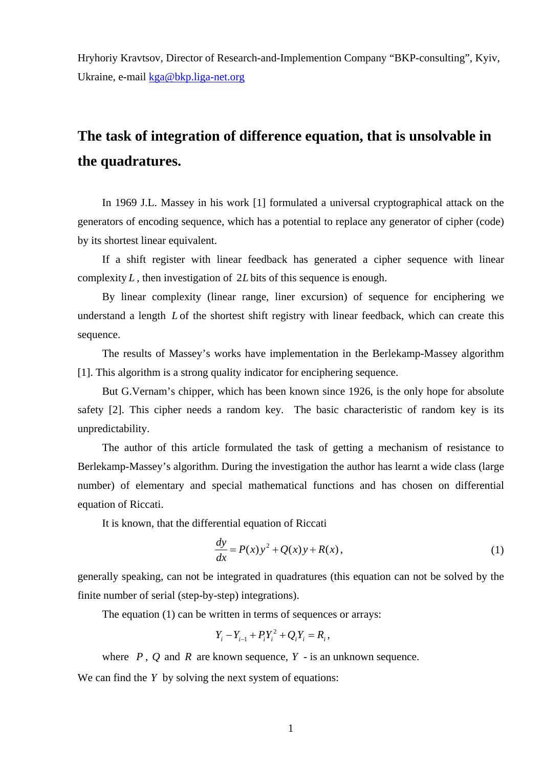Hryhoriy Kravtsov, Director of Research-and-Implemention Company "BKP-consulting", Kyiv, Ukraine, e-mail kga@bkp.liga-net.org

# The task of integration of difference equation, that is unsolvable in the quadratures.

In 1969 J.L. Massey in his work [1] formulated a universal cryptographical attack on the generators of encoding sequence, which has a potential to replace any generator of cipher (code) by its shortest linear equivalent.

If a shift register with linear feedback has generated a cipher sequence with linear complexity $L$, then investigation of $2L$ bits of this sequence is enough.

By linear complexity (linear range, liner excursion) of sequence for enciphering we understand a length $L$ of the shortest shift registry with linear feedback, which can create this sequence.

The results of Massey's works have implementation in the Berlekamp-Massey algorithm [1]. This algorithm is a strong quality indicator for enciphering sequence.

But G.Vernam's chipper, which has been known since 1926, is the only hope for absolute safety [2]. This cipher needs a random key. The basic characteristic of random key is its unpredictability.

The author of this article formulated the task of getting a mechanism of resistance to Berlekamp-Massey's algorithm. During the investigation the author has learnt a wide class (large number) of elementary and special mathematical functions and has chosen on differential equation of Riccati.

It is known, that the differential equation of Riccati

$$\frac{dy}{dx} = P(x)y^2 + Q(x)y + R(x), \tag{1}$$

generally speaking, can not be integrated in quadratures (this equation can not be solved by the finite number of serial (step-by-step) integrations).

The equation (1) can be written in terms of sequences or arrays:

$$Y_i - Y_{i-1} + P_i Y_i^2 + Q_i Y_i = R_i,$$

where $P$, $Q$ and $R$ are known sequence, $Y$ - is an unknown sequence.

We can find the $Y$ by solving the next system of equations: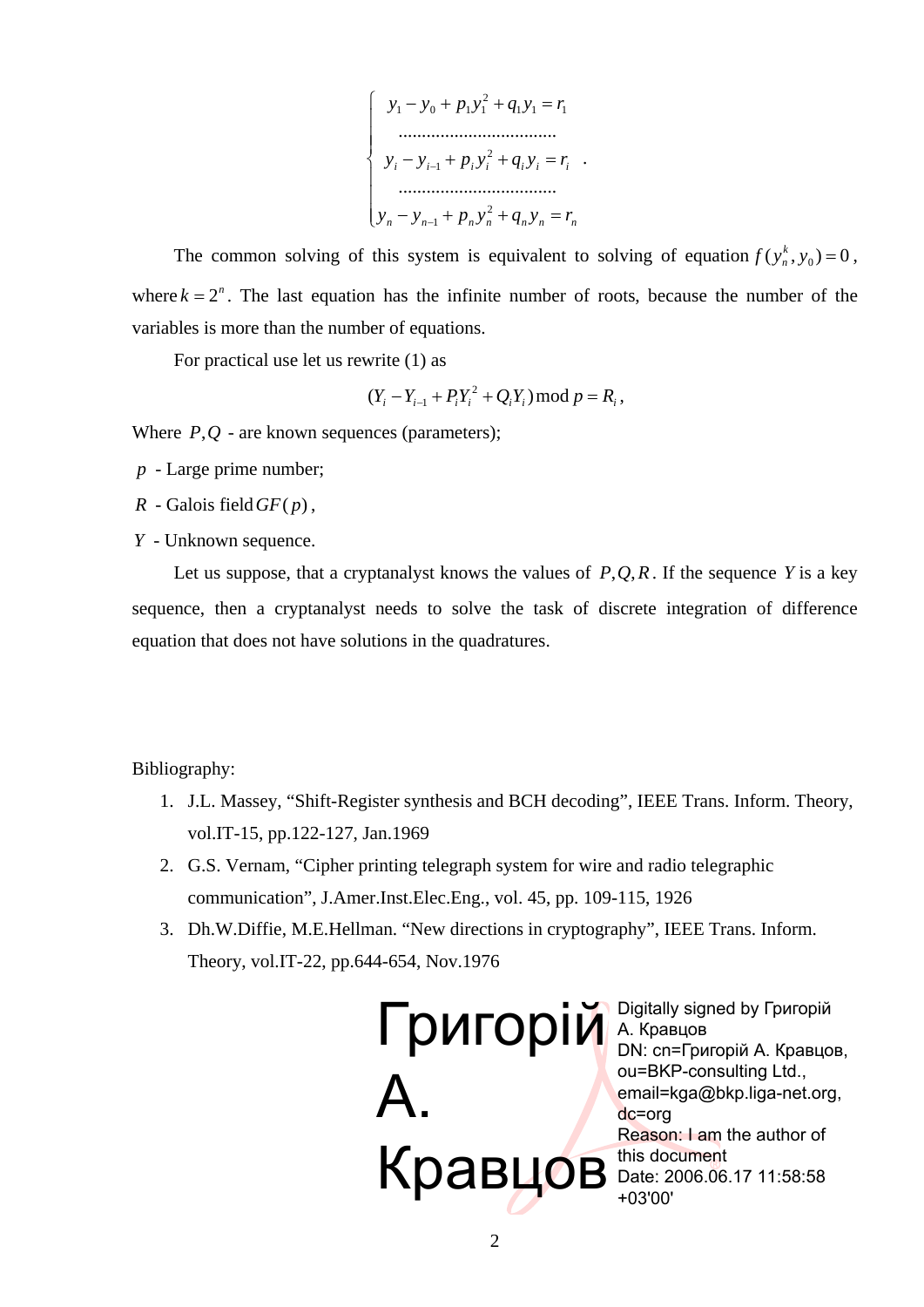$$
\begin{cases}
y_1 - y_0 + p_1 y_1^2 + q_1 y_1 = r_1 \\
\dots\dots\dots\dots\dots\dots\dots\dots\dots \\
y_i - y_{i-1} + p_i y_i^2 + q_i y_i = r_i \\
\dots\dots\dots\dots\dots\dots\dots\dots\dots \\
y_n - y_{n-1} + p_n y_n^2 + q_n y_n = r_n
\end{cases}
.
$$

The common solving of this system is equivalent to solving of equation $f(y_n^k, y_0) = 0$, where $k = 2^n$. The last equation has the infinite number of roots, because the number of the variables is more than the number of equations.

For practical use let us rewrite (1) as

$$
(Y_i - Y_{i-1} + P_i Y_i^2 + Q_i Y_i) \bmod p = R_i,
$$

Where $P, Q$ - are known sequences (parameters);

$p$ - Large prime number;

$R$ - Galois field $GF(p)$,

$Y$ - Unknown sequence.

Let us suppose, that a cryptanalyst knows the values of $P, Q, R$. If the sequence $Y$ is a key sequence, then a cryptanalyst needs to solve the task of discrete integration of difference equation that does not have solutions in the quadratures.

Bibliography:

1. J.L. Massey, "Shift-Register synthesis and BCH decoding", IEEE Trans. Inform. Theory, vol.IT-15, pp.122-127, Jan.1969
2. G.S. Vernam, "Cipher printing telegraph system for wire and radio telegraphic communication", J.Amer.Inst.Elec.Eng., vol. 45, pp. 109-115, 1926
3. Dh.W.Diffie, M.E.Hellman. "New directions in cryptography", IEEE Trans. Inform. Theory, vol.IT-22, pp.644-654, Nov.1976

Григорій А. Кравцов

Digitally signed by Григорій А. Кравцов
DN: cn=Григорій А. Кравцов, ou=BKP-consulting Ltd., email=kga@bkp.liga-net.org, dc=org
Reason: I am the author of this document
Date: 2006.06.17 11:58:58 +03'00'